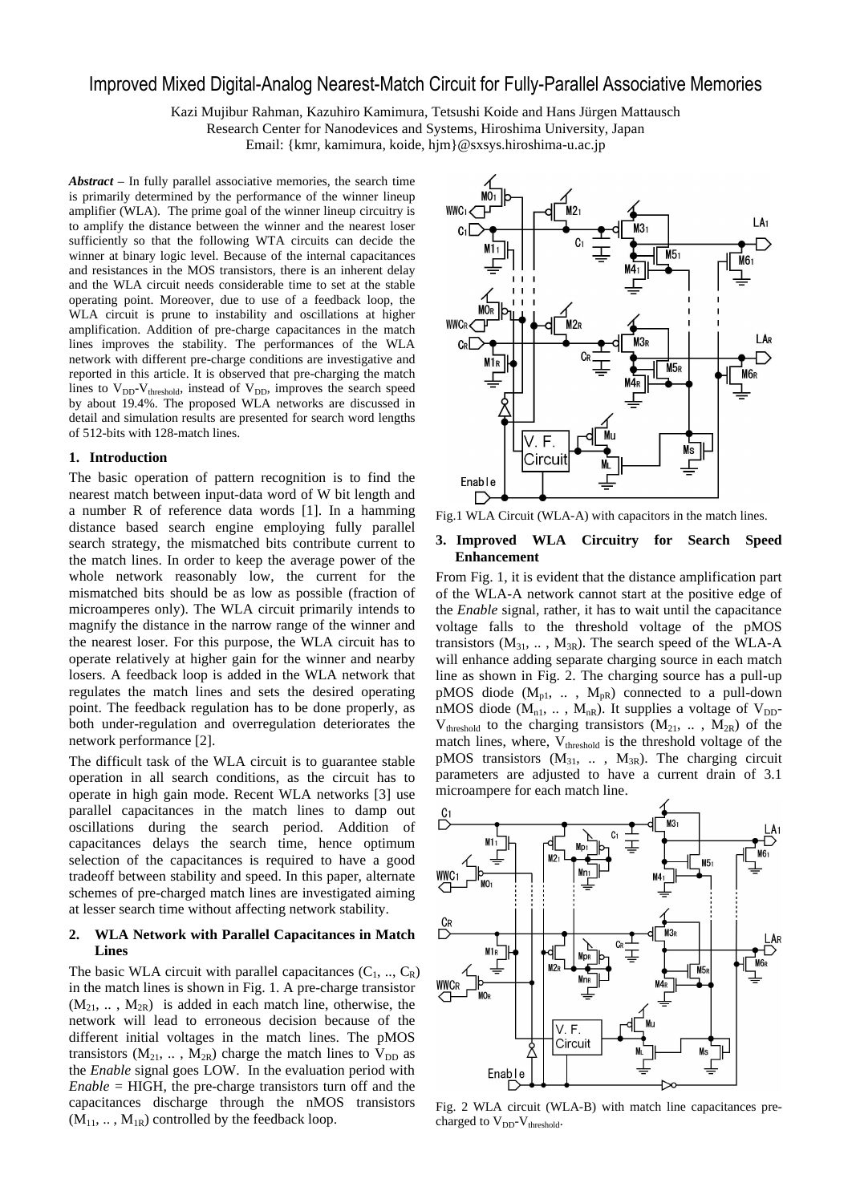# Improved Mixed Digital-Analog Nearest-Match Circuit for Fully-Parallel Associative Memories

Kazi Mujibur Rahman, Kazuhiro Kamimura, Tetsushi Koide and Hans Jürgen Mattausch
Research Center for Nanodevices and Systems, Hiroshima University, Japan
Email: {kmr, kamimura, koide, hjm}@sxsys.hiroshima-u.ac.jp

***Abstract*** – In fully parallel associative memories, the search time is primarily determined by the performance of the winner lineup amplifier (WLA). The prime goal of the winner lineup circuitry is to amplify the distance between the winner and the nearest loser sufficiently so that the following WTA circuits can decide the winner at binary logic level. Because of the internal capacitances and resistances in the MOS transistors, there is an inherent delay and the WLA circuit needs considerable time to set at the stable operating point. Moreover, due to use of a feedback loop, the WLA circuit is prune to instability and oscillations at higher amplification. Addition of pre-charge capacitances in the match lines improves the stability. The performances of the WLA network with different pre-charge conditions are investigative and reported in this article. It is observed that pre-charging the match lines to $V_{DD}$-$V_{threshold}$, instead of $V_{DD}$, improves the search speed by about 19.4%. The proposed WLA networks are discussed in detail and simulation results are presented for search word lengths of 512-bits with 128-match lines.

## 1. Introduction

The basic operation of pattern recognition is to find the nearest match between input-data word of W bit length and a number R of reference data words [1]. In a hamming distance based search engine employing fully parallel search strategy, the mismatched bits contribute current to the match lines. In order to keep the average power of the whole network reasonably low, the current for the mismatched bits should be as low as possible (fraction of microamperes only). The WLA circuit primarily intends to magnify the distance in the narrow range of the winner and the nearest loser. For this purpose, the WLA circuit has to operate relatively at higher gain for the winner and nearby losers. A feedback loop is added in the WLA network that regulates the match lines and sets the desired operating point. The feedback regulation has to be done properly, as both under-regulation and overregulation deteriorates the network performance [2].

The difficult task of the WLA circuit is to guarantee stable operation in all search conditions, as the circuit has to operate in high gain mode. Recent WLA networks [3] use parallel capacitances in the match lines to damp out oscillations during the search period. Addition of capacitances delays the search time, hence optimum selection of the capacitances is required to have a good tradeoff between stability and speed. In this paper, alternate schemes of pre-charged match lines are investigated aiming at lesser search time without affecting network stability.

## 2. WLA Network with Parallel Capacitances in Match Lines

The basic WLA circuit with parallel capacitances ($C_1$, .., $C_R$) in the match lines is shown in Fig. 1. A pre-charge transistor ($M_{21}$, .. , $M_{2R}$) is added in each match line, otherwise, the network will lead to erroneous decision because of the different initial voltages in the match lines. The pMOS transistors ($M_{21}$, .. , $M_{2R}$) charge the match lines to $V_{DD}$ as the *Enable* signal goes LOW. In the evaluation period with *Enable* = HIGH, the pre-charge transistors turn off and the capacitances discharge through the nMOS transistors ($M_{11}$, .. , $M_{1R}$) controlled by the feedback loop.

Fig.1 WLA Circuit (WLA-A) with capacitors in the match lines.

## 3. Improved WLA Circuitry for Search Speed Enhancement

From Fig. 1, it is evident that the distance amplification part of the WLA-A network cannot start at the positive edge of the *Enable* signal, rather, it has to wait until the capacitance voltage falls to the threshold voltage of the pMOS transistors ($M_{31}$, .. , $M_{3R}$). The search speed of the WLA-A will enhance adding separate charging source in each match line as shown in Fig. 2. The charging source has a pull-up pMOS diode ($M_{p1}$, .. , $M_{pR}$) connected to a pull-down nMOS diode ($M_{n1}$, .. , $M_{nR}$). It supplies a voltage of $V_{DD}$-$V_{threshold}$ to the charging transistors ($M_{21}$, .. , $M_{2R}$) of the match lines, where, $V_{threshold}$ is the threshold voltage of the pMOS transistors ($M_{31}$, .. , $M_{3R}$). The charging circuit parameters are adjusted to have a current drain of 3.1 microampere for each match line.

Fig. 2 WLA circuit (WLA-B) with match line capacitances pre-charged to $V_{DD}$-$V_{threshold}$.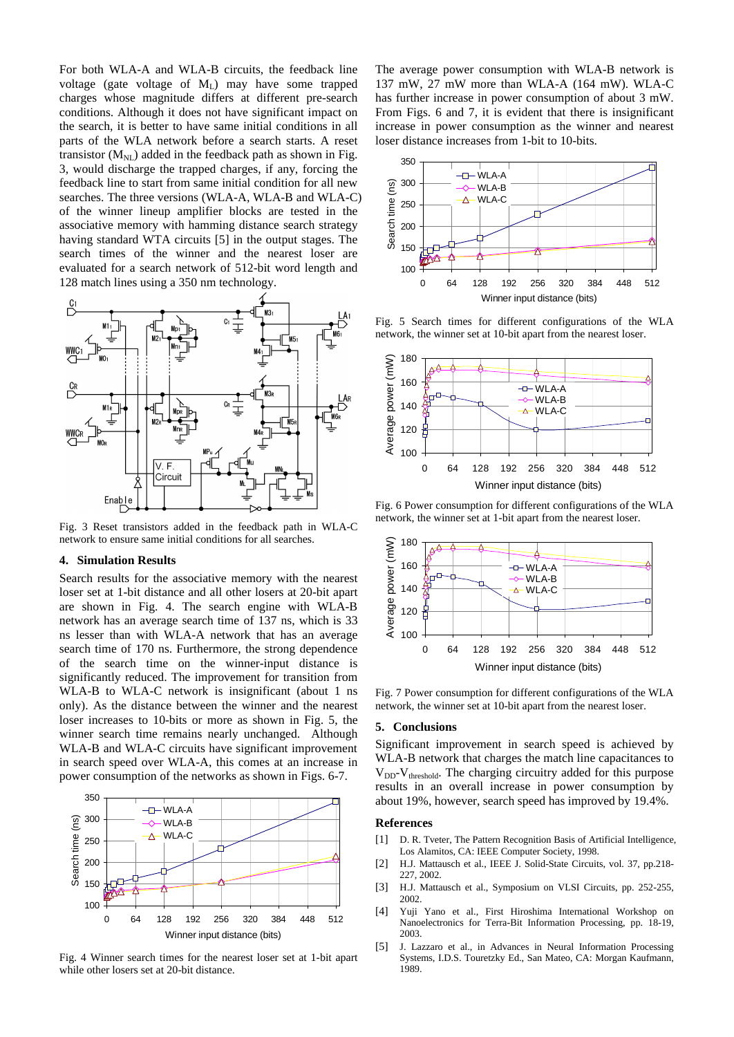For both WLA-A and WLA-B circuits, the feedback line voltage (gate voltage of $M_L$) may have some trapped charges whose magnitude differs at different pre-search conditions. Although it does not have significant impact on the search, it is better to have same initial conditions in all parts of the WLA network before a search starts. A reset transistor ($M_{NL}$) added in the feedback path as shown in Fig. 3, would discharge the trapped charges, if any, forcing the feedback line to start from same initial condition for all new searches. The three versions (WLA-A, WLA-B and WLA-C) of the winner lineup amplifier blocks are tested in the associative memory with hamming distance search strategy having standard WTA circuits [5] in the output stages. The search times of the winner and the nearest loser are evaluated for a search network of 512-bit word length and 128 match lines using a 350 technology.

Fig. 3 Reset transistors added in the feedback path in WLA-C network to ensure same initial conditions for all searches.

## 4. Simulation Results

Search results for the associative memory with the nearest loser set at 1-bit distance and all other losers at 20-bit apart are shown in Fig. 4. The search engine with WLA-B network has an average search time of 137 ns, which is 33 ns lesser than with WLA-A network that has an average search time of 170 ns. Furthermore, the strong dependence of the search time on the winner-input distance is significantly reduced. The improvement for transition from WLA-B to WLA-C network is insignificant (about 1 ns only). As the distance between the winner and the nearest loser increases to 10-bits or more as shown in Fig. 5, the winner search time remains nearly unchanged. Although WLA-B and WLA-C circuits have significant improvement in search speed over WLA-A, this comes at an increase in power consumption of the networks as shown in Figs. 6-7.

Fig. 4 Winner search times for the nearest loser set at 1-bit apart while other losers set at 20-bit distance.

The average power consumption with WLA-B network is 137 mW, 27 mW more than WLA-A (164 mW). WLA-C has further increase in power consumption of about 3 mW. From Figs. 6 and 7, it is evident that there is insignificant increase in power consumption as the winner and nearest loser distance increases from 1-bit to 10-bits.

Fig. 5 Search times for different configurations of the WLA network, the winner set at 10-bit apart from the nearest loser.

Fig. 6 Power consumption for different configurations of the WLA network, the winner set at 1-bit apart from the nearest loser.

Fig. 7 Power consumption for different configurations of the WLA network, the winner set at 10-bit apart from the nearest loser.

## 5. Conclusions

Significant improvement in search speed is achieved by WLA-B network that charges the match line capacitances to $V_{DD}$-$V_{threshold}$. The charging circuitry added for this purpose results in an overall increase in power consumption by about 19%, however, search speed has improved by 19.4%.

## References

[1] D. R. Tveter, The Pattern Recognition Basis of Artificial Intelligence, Los Alamitos, CA: IEEE Computer Society, 1998.

[2] H.J. Mattausch et al., IEEE J. Solid-State Circuits, vol. 37, pp.218-227, 2002.

[3] H.J. Mattausch et al., Symposium on VLSI Circuits, pp. 252-255, 2002.

[4] Yuji Yano et al., First Hiroshima International Workshop on Nanoelectronics for Terra-Bit Information Processing, pp. 18-19, 2003.

[5] J. Lazzaro et al., in Advances in Neural Information Processing Systems, I.D.S. Touretzky Ed., San Mateo, CA: Morgan Kaufmann, 1989.